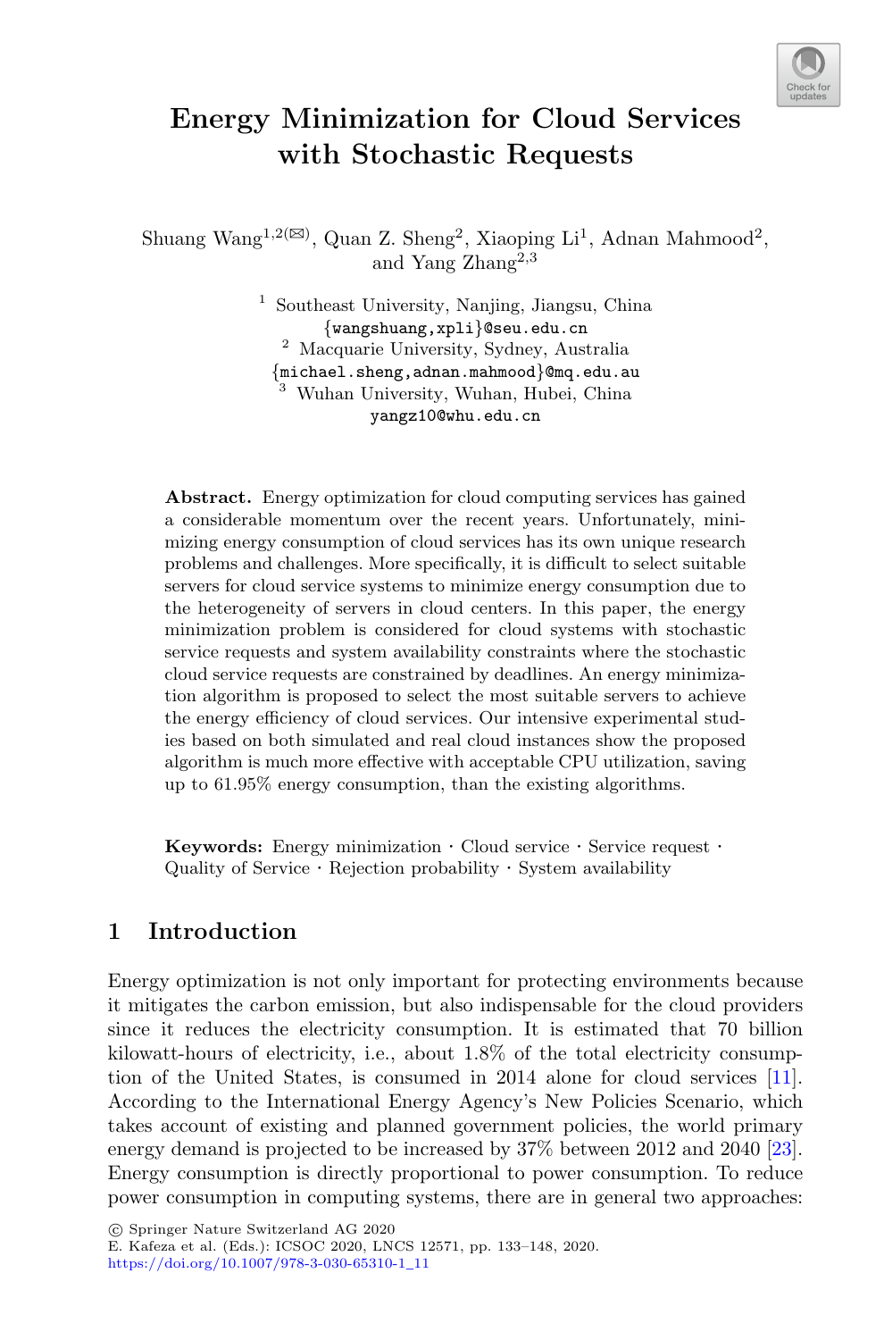# Energy Minimization for Cloud Services with Stochastic Requests

Shuang Wang[1,2](✉), Quan Z. Sheng[2], Xiaoping Li[1], Adnan Mahmood[2], and Yang Zhang[2,3]

[1] Southeast University, Nanjing, Jiangsu, China
{wangshuang,xpli}@seu.edu.cn

[2] Macquarie University, Sydney, Australia
{michael.sheng,adnan.mahmood}@mq.edu.au

[3] Wuhan University, Wuhan, Hubei, China
yangz10@whu.edu.cn

**Abstract.** Energy optimization for cloud computing services has gained a considerable momentum over the recent years. Unfortunately, minimizing energy consumption of cloud services has its own unique research problems and challenges. More specifically, it is difficult to select suitable servers for cloud service systems to minimize energy consumption due to the heterogeneity of servers in cloud centers. In this paper, the energy minimization problem is considered for cloud systems with stochastic service requests and system availability constraints where the stochastic cloud service requests are constrained by deadlines. An energy minimization algorithm is proposed to select the most suitable servers to achieve the energy efficiency of cloud services. Our intensive experimental studies based on both simulated and real cloud instances show the proposed algorithm is much more effective with acceptable CPU utilization, saving up to 61.95% energy consumption, than the existing algorithms.

**Keywords:** Energy minimization · Cloud service · Service request · Quality of Service · Rejection probability · System availability

## 1 Introduction

Energy optimization is not only important for protecting environments because it mitigates the carbon emission, but also indispensable for the cloud providers since it reduces the electricity consumption. It is estimated that 70 billion kilowatt-hours of electricity, i.e., about 1.8% of the total electricity consumption of the United States, is consumed in 2014 alone for cloud services [11]. According to the International Energy Agency's New Policies Scenario, which takes account of existing and planned government policies, the world primary energy demand is projected to be increased by 37% between 2012 and 2040 [23]. Energy consumption is directly proportional to power consumption. To reduce power consumption in computing systems, there are in general two approaches:

© Springer Nature Switzerland AG 2020
E. Kafeza et al. (Eds.): ICSOC 2020, LNCS 12571, pp. 133–148, 2020.
https://doi.org/10.1007/978-3-030-65310-1_11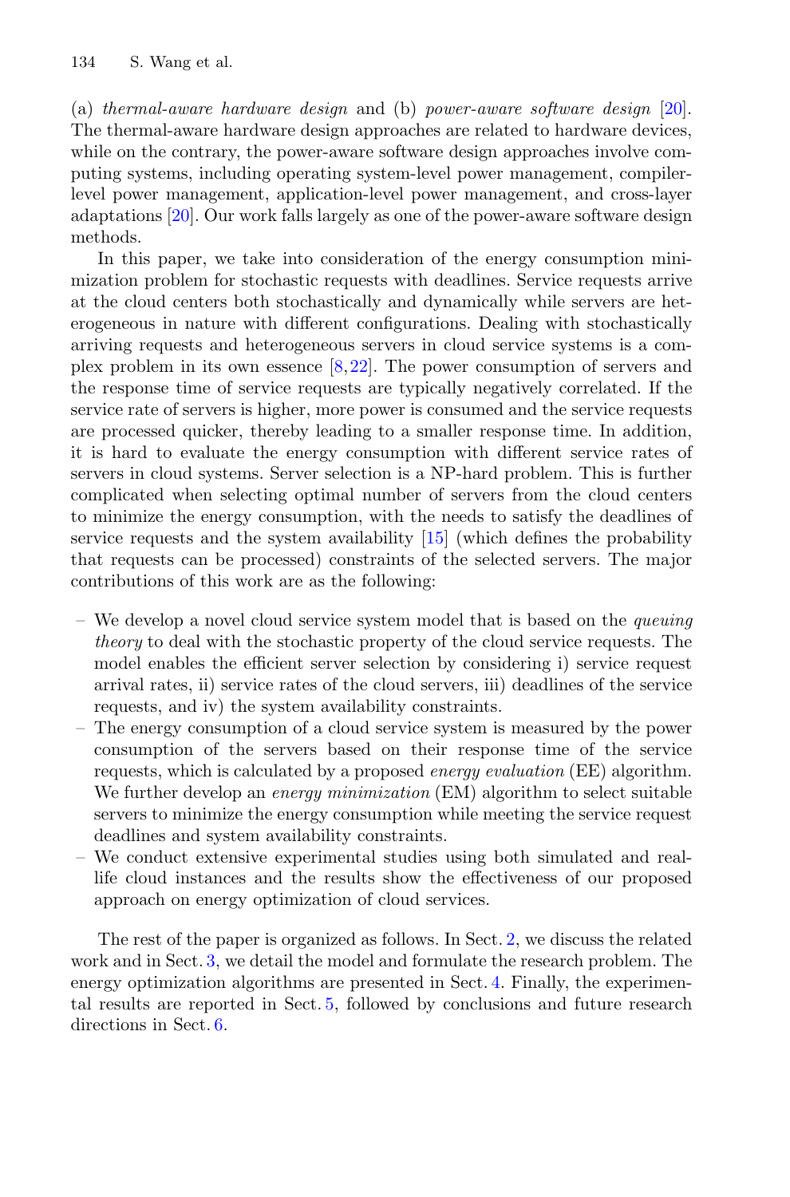(a) *thermal-aware hardware design* and (b) *power-aware software design* [20]. The thermal-aware hardware design approaches are related to hardware devices, while on the contrary, the power-aware software design approaches involve computing systems, including operating system-level power management, compiler-level power management, application-level power management, and cross-layer adaptations [20]. Our work falls largely as one of the power-aware software design methods.

In this paper, we take into consideration of the energy consumption minimization problem for stochastic requests with deadlines. Service requests arrive at the cloud centers both stochastically and dynamically while servers are heterogeneous in nature with different configurations. Dealing with stochastically arriving requests and heterogeneous servers in cloud service systems is a complex problem in its own essence [8,22]. The power consumption of servers and the response time of service requests are typically negatively correlated. If the service rate of servers is higher, more power is consumed and the service requests are processed quicker, thereby leading to a smaller response time. In addition, it is hard to evaluate the energy consumption with different service rates of servers in cloud systems. Server selection is a NP-hard problem. This is further complicated when selecting optimal number of servers from the cloud centers to minimize the energy consumption, with the needs to satisfy the deadlines of service requests and the system availability [15] (which defines the probability that requests can be processed) constraints of the selected servers. The major contributions of this work are as the following:

- We develop a novel cloud service system model that is based on the *queuing theory* to deal with the stochastic property of the cloud service requests. The model enables the efficient server selection by considering i) service request arrival rates, ii) service rates of the cloud servers, iii) deadlines of the service requests, and iv) the system availability constraints.
- The energy consumption of a cloud service system is measured by the power consumption of the servers based on their response time of the service requests, which is calculated by a proposed *energy evaluation* (EE) algorithm. We further develop an *energy minimization* (EM) algorithm to select suitable servers to minimize the energy consumption while meeting the service request deadlines and system availability constraints.
- We conduct extensive experimental studies using both simulated and real-life cloud instances and the results show the effectiveness of our proposed approach on energy optimization of cloud services.

The rest of the paper is organized as follows. In Sect. 2, we discuss the related work and in Sect. 3, we detail the model and formulate the research problem. The energy optimization algorithms are presented in Sect. 4. Finally, the experimental results are reported in Sect. 5, followed by conclusions and future research directions in Sect. 6.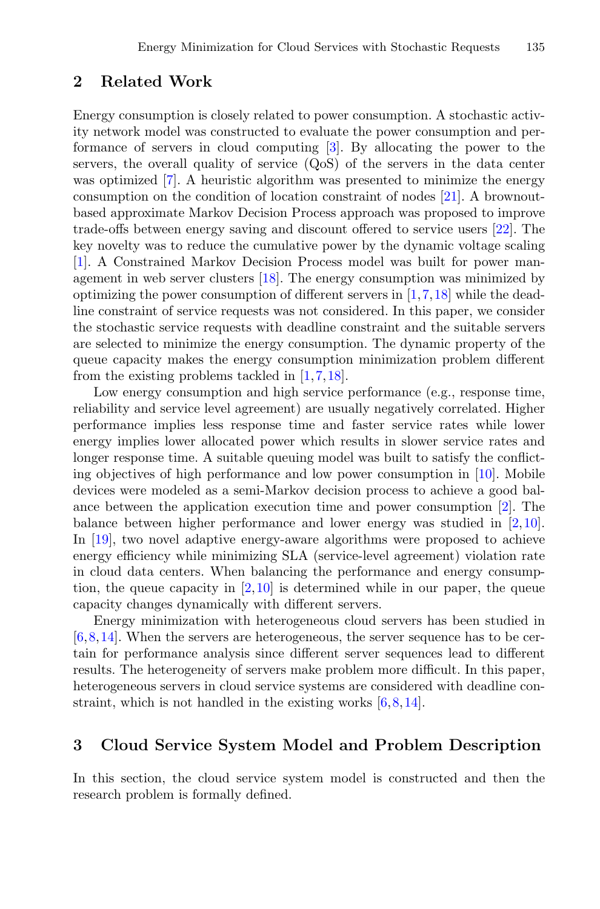## 2 Related Work

Energy consumption is closely related to power consumption. A stochastic activity network model was constructed to evaluate the power consumption and performance of servers in cloud computing [3]. By allocating the power to the servers, the overall quality of service (QoS) of the servers in the data center was optimized [7]. A heuristic algorithm was presented to minimize the energy consumption on the condition of location constraint of nodes [21]. A brownout-based approximate Markov Decision Process approach was proposed to improve trade-offs between energy saving and discount offered to service users [22]. The key novelty was to reduce the cumulative power by the dynamic voltage scaling [1]. A Constrained Markov Decision Process model was built for power management in web server clusters [18]. The energy consumption was minimized by optimizing the power consumption of different servers in [1,7,18] while the deadline constraint of service requests was not considered. In this paper, we consider the stochastic service requests with deadline constraint and the suitable servers are selected to minimize the energy consumption. The dynamic property of the queue capacity makes the energy consumption minimization problem different from the existing problems tackled in [1,7,18].

Low energy consumption and high service performance (e.g., response time, reliability and service level agreement) are usually negatively correlated. Higher performance implies less response time and faster service rates while lower energy implies lower allocated power which results in slower service rates and longer response time. A suitable queuing model was built to satisfy the conflicting objectives of high performance and low power consumption in [10]. Mobile devices were modeled as a semi-Markov decision process to achieve a good balance between the application execution time and power consumption [2]. The balance between higher performance and lower energy was studied in [2,10]. In [19], two novel adaptive energy-aware algorithms were proposed to achieve energy efficiency while minimizing SLA (service-level agreement) violation rate in cloud data centers. When balancing the performance and energy consumption, the queue capacity in [2,10] is determined while in our paper, the queue capacity changes dynamically with different servers.

Energy minimization with heterogeneous cloud servers has been studied in [6,8,14]. When the servers are heterogeneous, the server sequence has to be certain for performance analysis since different server sequences lead to different results. The heterogeneity of servers make problem more difficult. In this paper, heterogeneous servers in cloud service systems are considered with deadline constraint, which is not handled in the existing works [6,8,14].

## 3 Cloud Service System Model and Problem Description

In this section, the cloud service system model is constructed and then the research problem is formally defined.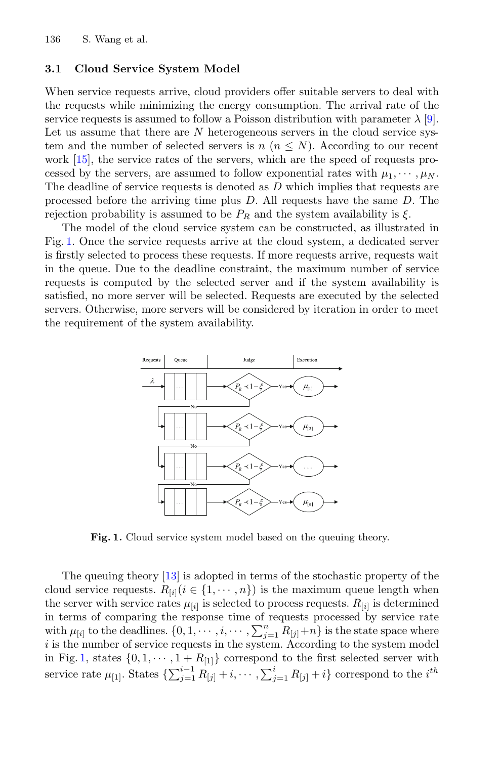### 3.1 Cloud Service System Model

When service requests arrive, cloud providers offer suitable servers to deal with the requests while minimizing the energy consumption. The arrival rate of the service requests is assumed to follow a Poisson distribution with parameter $\lambda$ [9]. Let us assume that there are $N$ heterogeneous servers in the cloud service system and the number of selected servers is $n$ ($n \leq N$). According to our recent work [15], the service rates of the servers, which are the speed of requests processed by the servers, are assumed to follow exponential rates with $\mu_1, \cdots, \mu_N$. The deadline of service requests is denoted as $D$ which implies that requests are processed before the arriving time plus $D$. All requests have the same $D$. The rejection probability is assumed to be $P_R$ and the system availability is $\xi$.

The model of the cloud service system can be constructed, as illustrated in Fig. 1. Once the service requests arrive at the cloud system, a dedicated server is firstly selected to process these requests. If more requests arrive, requests wait in the queue. Due to the deadline constraint, the maximum number of service requests is computed by the selected server and if the system availability is satisfied, no more server will be selected. Requests are executed by the selected servers. Otherwise, more servers will be considered by iteration in order to meet the requirement of the system availability.

**Fig. 1.** Cloud service system model based on the queuing theory.

The queuing theory [13] is adopted in terms of the stochastic property of the cloud service requests. $R_{[i]} (i \in \{1, \cdots, n\})$ is the maximum queue length when the server with service rates $\mu_{[i]}$ is selected to process requests. $R_{[i]}$ is determined in terms of comparing the response time of requests processed by service rate with $\mu_{[i]}$ to the deadlines. $\{0, 1, \cdots, i, \cdots, \sum_{j=1}^{n} R_{[j]} + n\}$ is the state space where $i$ is the number of service requests in the system. According to the system model in Fig. 1, states $\{0, 1, \cdots, 1 + R_{[1]}\}$ correspond to the first selected server with service rate $\mu_{[1]}$. States $\{\sum_{j=1}^{i-1} R_{[j]} + i, \cdots, \sum_{j=1}^{i} R_{[j]} + i\}$ correspond to the $i^{th}$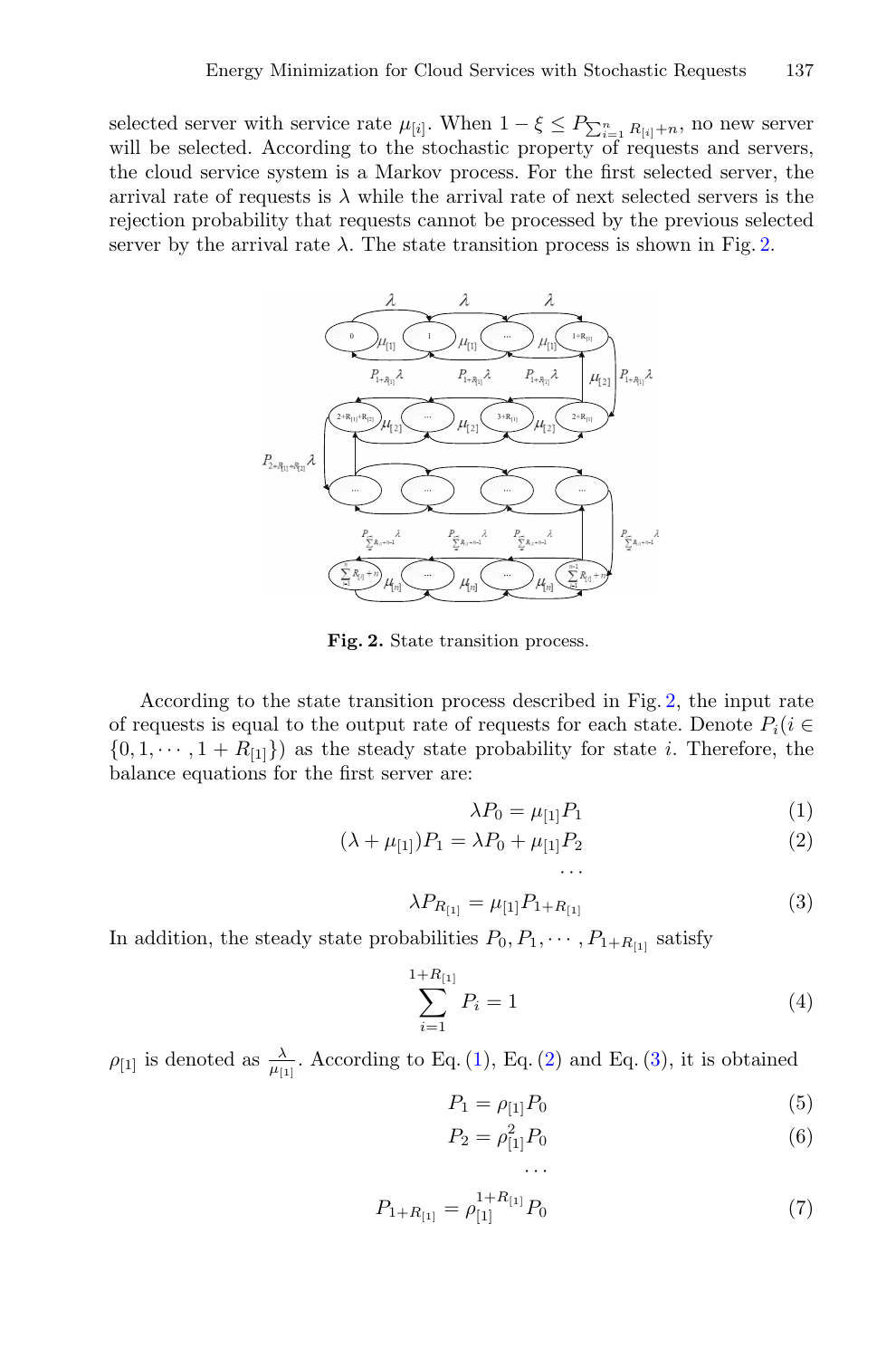selected server with service rate $\mu_{[i]}$. When $1-\xi \leq P_{\sum_{i=1}^{n} R_{[i]}+n}$, no new server will be selected. According to the stochastic property of requests and servers, the cloud service system is a Markov process. For the first selected server, the arrival rate of requests is $\lambda$ while the arrival rate of next selected servers is the rejection probability that requests cannot be processed by the previous selected server by the arrival rate $\lambda$. The state transition process is shown in Fig. 2.

**Fig. 2.** State transition process.

According to the state transition process described in Fig. 2, the input rate of requests is equal to the output rate of requests for each state. Denote $P_i (i \in \{0, 1, \cdots, 1+R_{[1]}\})$ as the steady state probability for state $i$. Therefore, the balance equations for the first server are:

$$\lambda P_0 = \mu_{[1]} P_1 \tag{1}$$

$$(\lambda + \mu_{[1]}) P_1 = \lambda P_0 + \mu_{[1]} P_2 \tag{2}$$

$$\cdots$$

$$\lambda P_{R_{[1]}} = \mu_{[1]} P_{1+R_{[1]}} \tag{3}$$

In addition, the steady state probabilities $P_0, P_1, \cdots, P_{1+R_{[1]}}$ satisfy

$$\sum_{i=1}^{1+R_{[1]}} P_i = 1 \tag{4}$$

$\rho_{[1]}$ is denoted as $\frac{\lambda}{\mu_{[1]}}$. According to Eq. (1), Eq. (2) and Eq. (3), it is obtained

$$P_1 = \rho_{[1]} P_0 \tag{5}$$

$$P_2 = \rho_{[1]}^2 P_0 \tag{6}$$

$$\cdots$$

$$P_{1+R_{[1]}} = \rho_{[1]}^{1+R_{[1]}} P_0 \tag{7}$$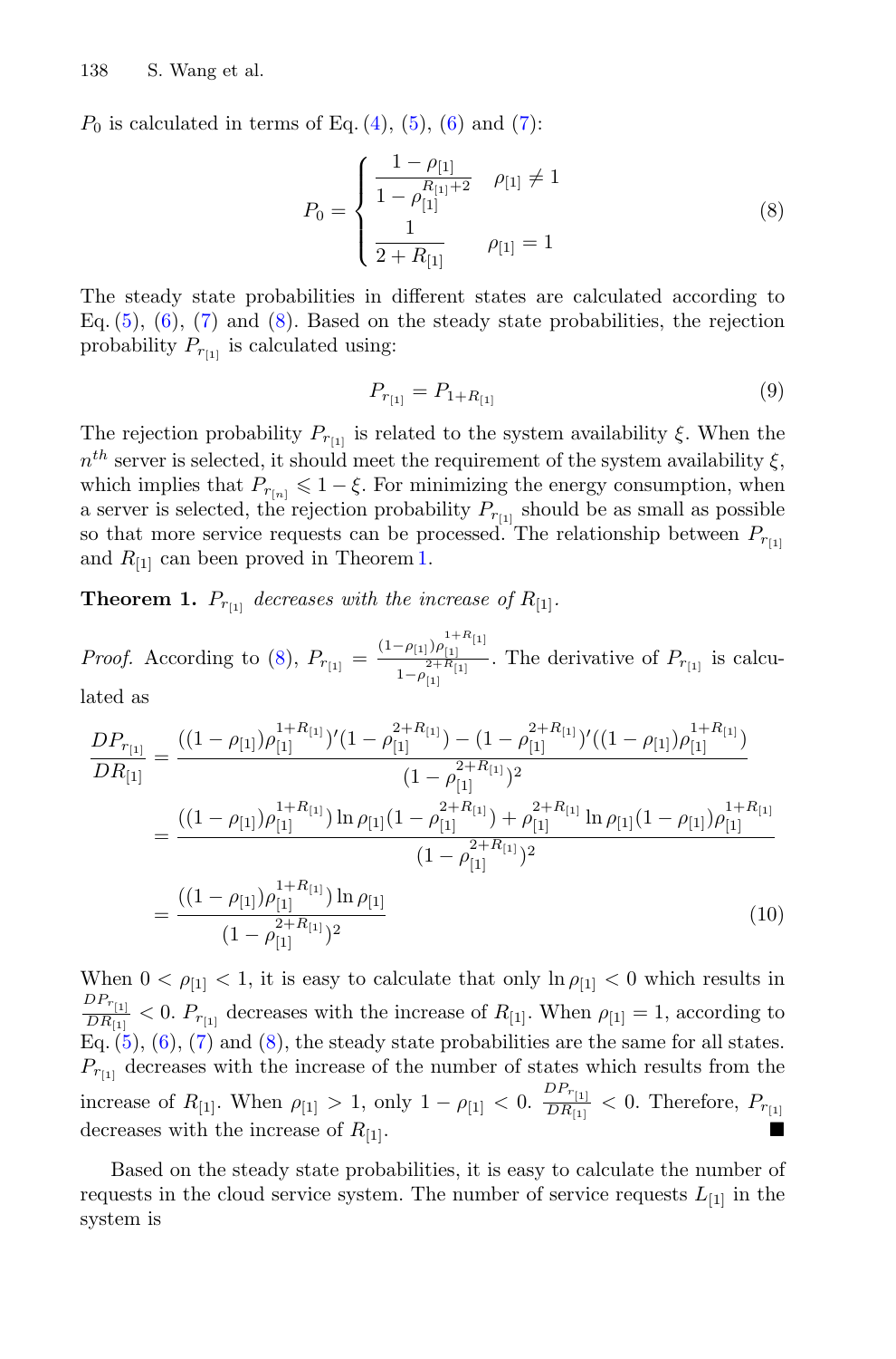$P_0$ is calculated in terms of Eq. (4), (5), (6) and (7):

$$P_0 = \begin{cases} \dfrac{1-\rho_{[1]}}{1-\rho_{[1]}^{R_{[1]}+2}} & \rho_{[1]} \neq 1 \\ \dfrac{1}{2+R_{[1]}} & \rho_{[1]} = 1 \end{cases} \tag{8}$$

The steady state probabilities in different states are calculated according to Eq. (5), (6), (7) and (8). Based on the steady state probabilities, the rejection probability $P_{r_{[1]}}$ is calculated using:

$$P_{r_{[1]}} = P_{1+R_{[1]}} \tag{9}$$

The rejection probability $P_{r_{[1]}}$ is related to the system availability $\xi$. When the $n^{th}$ server is selected, it should meet the requirement of the system availability $\xi$, which implies that $P_{r_{[n]}} \leqslant 1 - \xi$. For minimizing the energy consumption, when a server is selected, the rejection probability $P_{r_{[1]}}$ should be as small as possible so that more service requests can be processed. The relationship between $P_{r_{[1]}}$ and $R_{[1]}$ can been proved in Theorem 1.

**Theorem 1.** *$P_{r_{[1]}}$ decreases with the increase of $R_{[1]}$.*

*Proof.* According to (8), $P_{r_{[1]}} = \frac{(1-\rho_{[1]})\rho_{[1]}^{1+R_{[1]}}}{1-\rho_{[1]}^{2+R_{[1]}}}$. The derivative of $P_{r_{[1]}}$ is calculated as

$$\begin{aligned} \frac{DP_{r_{[1]}}}{DR_{[1]}} &= \frac{((1-\rho_{[1]})\rho_{[1]}^{1+R_{[1]}})'(1-\rho_{[1]}^{2+R_{[1]}}) - (1-\rho_{[1]}^{2+R_{[1]}})'((1-\rho_{[1]})\rho_{[1]}^{1+R_{[1]}})}{(1-\rho_{[1]}^{2+R_{[1]}})^2} \\ &= \frac{((1-\rho_{[1]})\rho_{[1]}^{1+R_{[1]}})\ln\rho_{[1]}(1-\rho_{[1]}^{2+R_{[1]}}) + \rho_{[1]}^{2+R_{[1]}}\ln\rho_{[1]}(1-\rho_{[1]})\rho_{[1]}^{1+R_{[1]}}}{(1-\rho_{[1]}^{2+R_{[1]}})^2} \\ &= \frac{((1-\rho_{[1]})\rho_{[1]}^{1+R_{[1]}})\ln\rho_{[1]}}{(1-\rho_{[1]}^{2+R_{[1]}})^2} \end{aligned} \tag{10}$$

When $0 < \rho_{[1]} < 1$, it is easy to calculate that only $\ln\rho_{[1]} < 0$ which results in $\frac{DP_{r_{[1]}}}{DR_{[1]}} < 0$. $P_{r_{[1]}}$ decreases with the increase of $R_{[1]}$. When $\rho_{[1]} = 1$, according to Eq. (5), (6), (7) and (8), the steady state probabilities are the same for all states. $P_{r_{[1]}}$ decreases with the increase of the number of states which results from the increase of $R_{[1]}$. When $\rho_{[1]} > 1$, only $1 - \rho_{[1]} < 0$. $\frac{DP_{r_{[1]}}}{DR_{[1]}} < 0$. Therefore, $P_{r_{[1]}}$ decreases with the increase of $R_{[1]}$. ∎

Based on the steady state probabilities, it is easy to calculate the number of requests in the cloud service system. The number of service requests $L_{[1]}$ in the system is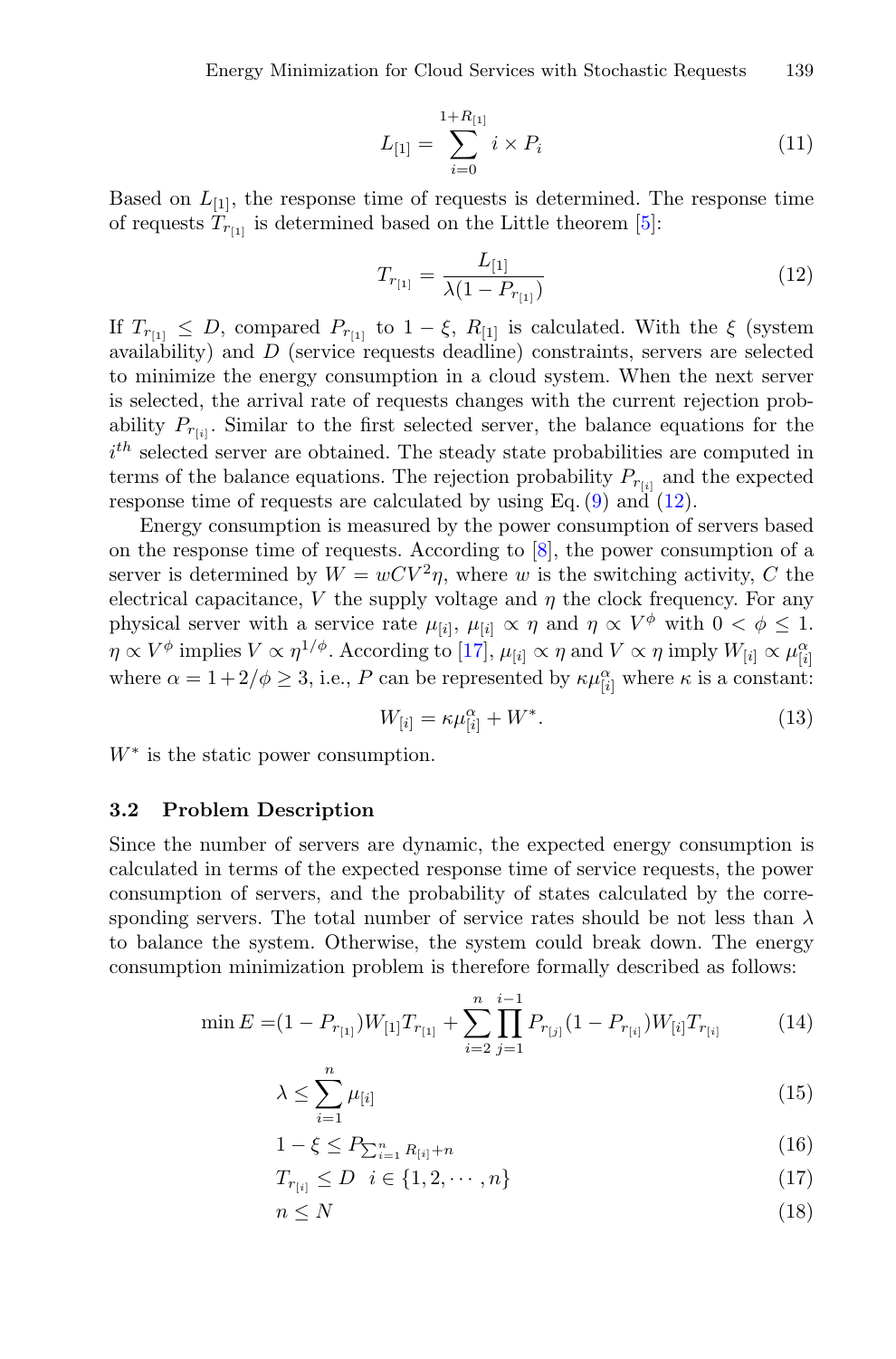$$L_{[1]} = \sum_{i=0}^{1+R_{[1]}} i \times P_i \tag{11}$$

Based on $L_{[1]}$, the response time of requests is determined. The response time of requests $T_{r_{[1]}}$ is determined based on the Little theorem [5]:

$$T_{r_{[1]}} = \frac{L_{[1]}}{\lambda(1 - P_{r_{[1]}})} \tag{12}$$

If $T_{r_{[1]}} \leq D$, compared $P_{r_{[1]}}$ to $1 - \xi$, $R_{[1]}$ is calculated. With the $\xi$ (system availability) and $D$ (service requests deadline) constraints, servers are selected to minimize the energy consumption in a cloud system. When the next server is selected, the arrival rate of requests changes with the current rejection probability $P_{r_{[i]}}$. Similar to the first selected server, the balance equations for the $i^{th}$ selected server are obtained. The steady state probabilities are computed in terms of the balance equations. The rejection probability $P_{r_{[i]}}$ and the expected response time of requests are calculated by using Eq. (9) and (12).

Energy consumption is measured by the power consumption of servers based on the response time of requests. According to [8], the power consumption of a server is determined by $W = wCV^2\eta$, where $w$ is the switching activity, $C$ the electrical capacitance, $V$ the supply voltage and $\eta$ the clock frequency. For any physical server with a service rate $\mu_{[i]}$, $\mu_{[i]} \propto \eta$ and $\eta \propto V^{\phi}$ with $0 < \phi \leq 1$. $\eta \propto V^{\phi}$ implies $V \propto \eta^{1/\phi}$. According to [17], $\mu_{[i]} \propto \eta$ and $V \propto \eta$ imply $W_{[i]} \propto \mu_{[i]}^{\alpha}$ where $\alpha = 1 + 2/\phi \geq 3$, i.e., $P$ can be represented by $\kappa\mu_{[i]}^{\alpha}$ where $\kappa$ is a constant:

$$W_{[i]} = \kappa\mu_{[i]}^{\alpha} + W^{*}. \tag{13}$$

$W^{*}$ is the static power consumption.

### 3.2 Problem Description

Since the number of servers are dynamic, the expected energy consumption is calculated in terms of the expected response time of service requests, the power consumption of servers, and the probability of states calculated by the corresponding servers. The total number of service rates should be not less than $\lambda$ to balance the system. Otherwise, the system could break down. The energy consumption minimization problem is therefore formally described as follows:

$$\min E = (1 - P_{r_{[1]}})W_{[1]}T_{r_{[1]}} + \sum_{i=2}^{n}\prod_{j=1}^{i-1} P_{r_{[j]}}(1 - P_{r_{[i]}})W_{[i]}T_{r_{[i]}} \tag{14}$$

$$\lambda \leq \sum_{i=1}^{n} \mu_{[i]} \tag{15}$$

$$1 - \xi \leq P_{\sum_{i=1}^{n} R_{[i]} + n} \tag{16}$$

$$T_{r_{[i]}} \leq D \quad i \in \{1, 2, \cdots, n\} \tag{17}$$

$$n \leq N \tag{18}$$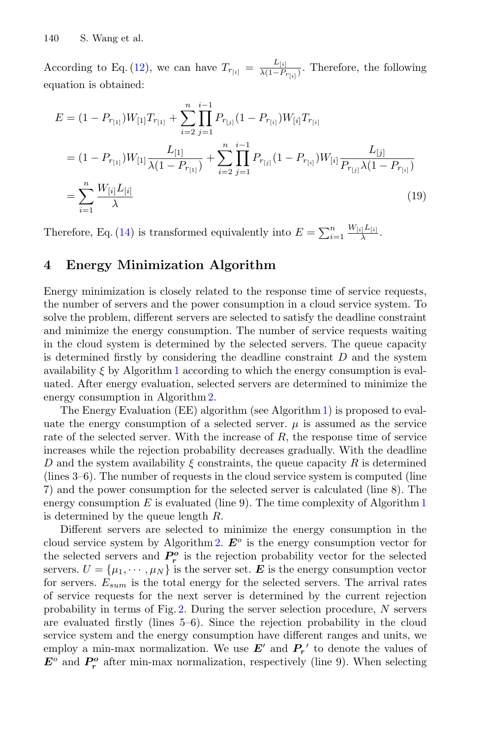According to Eq. (12), we can have $T_{r_{[i]}} = \frac{L_{[i]}}{\lambda(1-P_{r_{[i]}})}$. Therefore, the following equation is obtained:

$$
\begin{aligned}
E &= (1-P_{r_{[1]}})W_{[1]}T_{r_{[1]}} + \sum_{i=2}^{n}\prod_{j=1}^{i-1}P_{r_{[j]}}(1-P_{r_{[i]}})W_{[i]}T_{r_{[i]}} \\
&= (1-P_{r_{[1]}})W_{[1]}\frac{L_{[1]}}{\lambda(1-P_{r_{[1]}})} + \sum_{i=2}^{n}\prod_{j=1}^{i-1}P_{r_{[j]}}(1-P_{r_{[i]}})W_{[i]}\frac{L_{[j]}}{P_{r_{[j]}}\lambda(1-P_{r_{[i]}})} \\
&= \sum_{i=1}^{n}\frac{W_{[i]}L_{[i]}}{\lambda}
\end{aligned} \tag{19}
$$

Therefore, Eq. (14) is transformed equivalently into $E = \sum_{i=1}^{n}\frac{W_{[i]}L_{[i]}}{\lambda}$.

## 4 Energy Minimization Algorithm

Energy minimization is closely related to the response time of service requests, the number of servers and the power consumption in a cloud service system. To solve the problem, different servers are selected to satisfy the deadline constraint and minimize the energy consumption. The number of service requests waiting in the cloud system is determined by the selected servers. The queue capacity is determined firstly by considering the deadline constraint $D$ and the system availability $\xi$ by Algorithm 1 according to which the energy consumption is evaluated. After energy evaluation, selected servers are determined to minimize the energy consumption in Algorithm 2.

The Energy Evaluation (EE) algorithm (see Algorithm 1) is proposed to evaluate the energy consumption of a selected server. $\mu$ is assumed as the service rate of the selected server. With the increase of $R$, the response time of service increases while the rejection probability decreases gradually. With the deadline $D$ and the system availability $\xi$ constraints, the queue capacity $R$ is determined (lines 3–6). The number of requests in the cloud service system is computed (line 7) and the power consumption for the selected server is calculated (line 8). The energy consumption $E$ is evaluated (line 9). The time complexity of Algorithm 1 is determined by the queue length $R$.

Different servers are selected to minimize the energy consumption in the cloud service system by Algorithm 2. $\boldsymbol{E}^o$ is the energy consumption vector for the selected servers and $\boldsymbol{P_r^o}$ is the rejection probability vector for the selected servers. $U = \{\mu_1, \cdots, \mu_N\}$ is the server set. $\boldsymbol{E}$ is the energy consumption vector for servers. $E_{sum}$ is the total energy for the selected servers. The arrival rates of service requests for the next server is determined by the current rejection probability in terms of Fig. 2. During the server selection procedure, $N$ servers are evaluated firstly (lines 5–6). Since the rejection probability in the cloud service system and the energy consumption have different ranges and units, we employ a min-max normalization. We use $\boldsymbol{E}'$ and $\boldsymbol{P_r}'$ to denote the values of $\boldsymbol{E}^o$ and $\boldsymbol{P_r^o}$ after min-max normalization, respectively (line 9). When selecting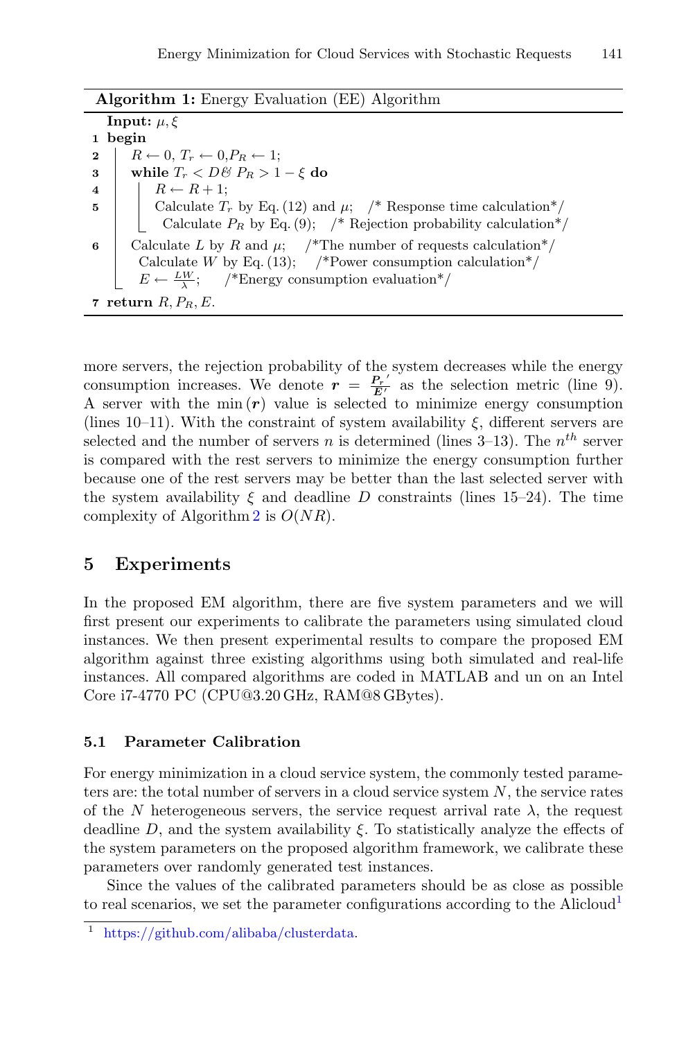**Algorithm 1:** Energy Evaluation (EE) Algorithm

```
   Input: μ, ξ
 1 begin
 2   R ← 0, T_r ← 0, P_R ← 1;
 3   while T_r < D & P_R > 1 − ξ do
 4     R ← R + 1;
 5     Calculate T_r by Eq. (12) and μ;   /* Response time calculation*/
       Calculate P_R by Eq. (9);   /* Rejection probability calculation*/
 6   Calculate L by R and μ;   /*The number of requests calculation*/
     Calculate W by Eq. (13);   /*Power consumption calculation*/
     E ← LW/λ;   /*Energy consumption evaluation*/
 7 return R, P_R, E.
```

more servers, the rejection probability of the system decreases while the energy consumption increases. We denote $\boldsymbol{r} = \frac{\boldsymbol{P_r}'}{\boldsymbol{E}'}$ as the selection metric (line 9). A server with the $\min(\boldsymbol{r})$ value is selected to minimize energy consumption (lines 10–11). With the constraint of system availability $\xi$, different servers are selected and the number of servers $n$ is determined (lines 3–13). The $n^{th}$ server is compared with the rest servers to minimize the energy consumption further because one of the rest servers may be better than the last selected server with the system availability $\xi$ and deadline $D$ constraints (lines 15–24). The time complexity of Algorithm 2 is $O(NR)$.

## 5 Experiments

In the proposed EM algorithm, there are five system parameters and we will first present our experiments to calibrate the parameters using simulated cloud instances. We then present experimental results to compare the proposed EM algorithm against three existing algorithms using both simulated and real-life instances. All compared algorithms are coded in MATLAB and un on an Intel Core i7-4770 PC (CPU@3.20 GHz, RAM@8 GBytes).

### 5.1 Parameter Calibration

For energy minimization in a cloud service system, the commonly tested parameters are: the total number of servers in a cloud service system $N$, the service rates of the $N$ heterogeneous servers, the service request arrival rate $\lambda$, the request deadline $D$, and the system availability $\xi$. To statistically analyze the effects of the system parameters on the proposed algorithm framework, we calibrate these parameters over randomly generated test instances.

Since the values of the calibrated parameters should be as close as possible to real scenarios, we set the parameter configurations according to the Alicloud[1]

[1] https://github.com/alibaba/clusterdata.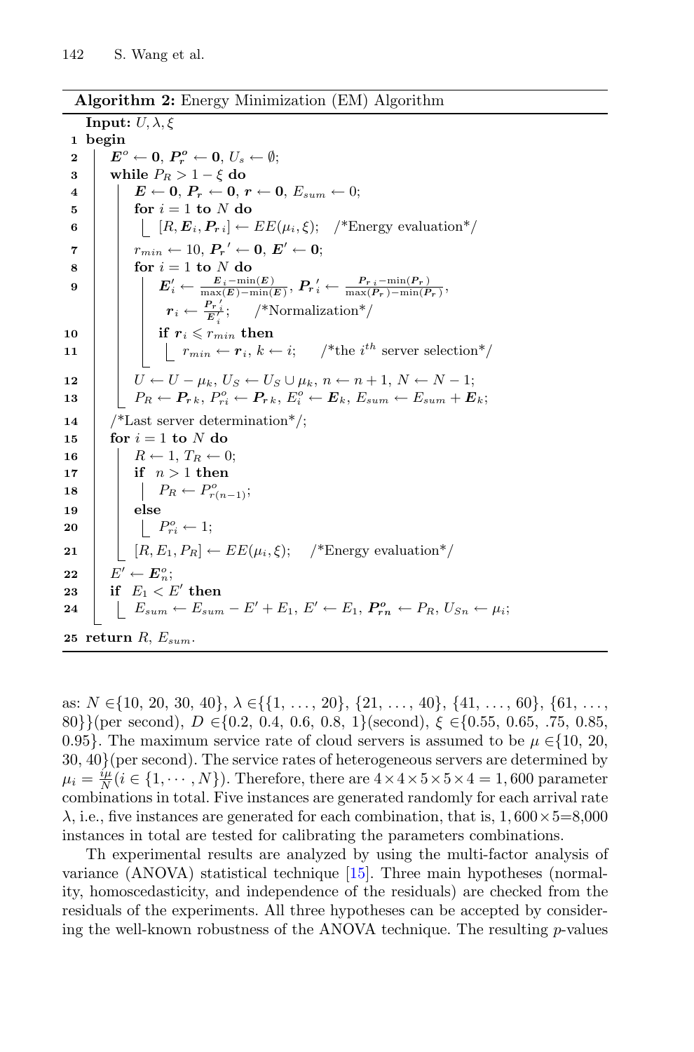**Algorithm 2:** Energy Minimization (EM) Algorithm

```
   Input: U, λ, ξ
1  begin
2      E^o ← 0, P_r^o ← 0, U_s ← ∅;
3      while P_R > 1 − ξ do
4          E ← 0, P_r ← 0, r ← 0, E_sum ← 0;
5          for i = 1 to N do
6              [R, E_i, P_r i] ← EE(μ_i, ξ);   /*Energy evaluation*/
7          r_min ← 10, P_r' ← 0, E' ← 0;
8          for i = 1 to N do
9              E'_i ← (E_i − min(E)) / (max(E) − min(E)), P_r'_i ← (P_r i − min(P_r)) / (max(P_r) − min(P_r)),
               r_i ← P_r'_i / E'_i;   /*Normalization*/
10             if r_i ⩽ r_min then
11                 r_min ← r_i, k ← i;   /*the i^th server selection*/
12         U ← U − μ_k, U_S ← U_S ∪ μ_k, n ← n + 1, N ← N − 1;
13         P_R ← P_r k, P^o_ri ← P_r k, E^o_i ← E_k, E_sum ← E_sum + E_k;
14     /*Last server determination*/;
15     for i = 1 to N do
16         R ← 1, T_R ← 0;
17         if n > 1 then
18             P_R ← P^o_r(n−1);
19         else
20             P^o_ri ← 1;
21         [R, E_1, P_R] ← EE(μ_i, ξ);   /*Energy evaluation*/
22     E' ← E^o_n;
23     if E_1 < E' then
24         E_sum ← E_sum − E' + E_1, E' ← E_1, P^o_rn ← P_R, U_Sn ← μ_i;
25 return R, E_sum.
```

as: $N \in$ {10, 20, 30, 40}, $\lambda \in$ {{1, ..., 20}, {21, ..., 40}, {41, ..., 60}, {61, ..., 80}}(per second), $D \in$ {0.2, 0.4, 0.6, 0.8, 1}(second), $\xi \in$ {0.55, 0.65, .75, 0.85, 0.95}. The maximum service rate of cloud servers is assumed to be $\mu \in$ {10, 20, 30, 40}(per second). The service rates of heterogeneous servers are determined by $\mu_i = \frac{i\mu}{N} (i \in \{1, \cdots, N\})$. Therefore, there are $4 \times 4 \times 5 \times 5 \times 4 = 1,600$ parameter combinations in total. Five instances are generated randomly for each arrival rate $\lambda$, i.e., five instances are generated for each combination, that is, $1,600 \times 5$=8,000 instances in total are tested for calibrating the parameters combinations.

Th experimental results are analyzed by using the multi-factor analysis of variance (ANOVA) statistical technique [15]. Three main hypotheses (normality, homoscedasticity, and independence of the residuals) are checked from the residuals of the experiments. All three hypotheses can be accepted by considering the well-known robustness of the ANOVA technique. The resulting $p$-values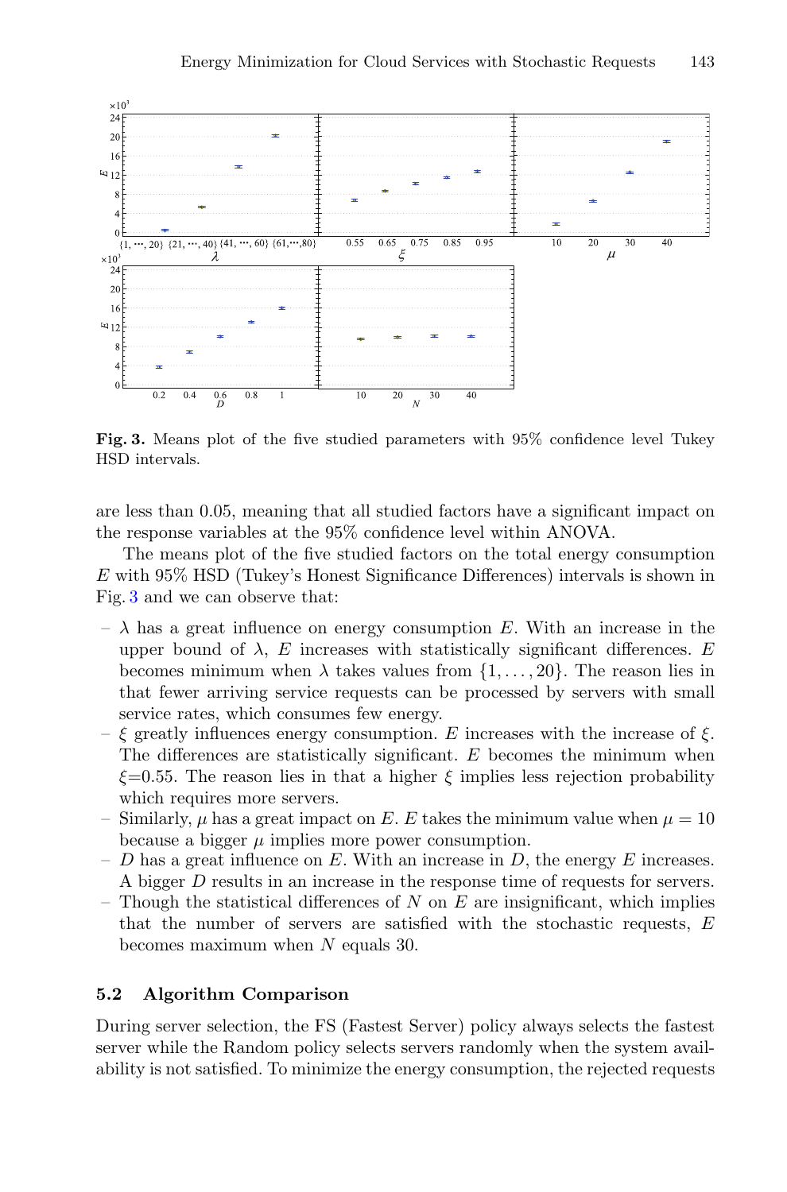**Fig. 3.** Means plot of the five studied parameters with 95% confidence level Tukey HSD intervals.

are less than 0.05, meaning that all studied factors have a significant impact on the response variables at the 95% confidence level within ANOVA.

The means plot of the five studied factors on the total energy consumption $E$ with 95% HSD (Tukey's Honest Significance Differences) intervals is shown in Fig. 3 and we can observe that:

- $\lambda$ has a great influence on energy consumption $E$. With an increase in the upper bound of $\lambda$, $E$ increases with statistically significant differences. $E$ becomes minimum when $\lambda$ takes values from $\{1, \ldots, 20\}$. The reason lies in that fewer arriving service requests can be processed by servers with small service rates, which consumes few energy.
- $\xi$ greatly influences energy consumption. $E$ increases with the increase of $\xi$. The differences are statistically significant. $E$ becomes the minimum when $\xi$=0.55. The reason lies in that a higher $\xi$ implies less rejection probability which requires more servers.
- Similarly, $\mu$ has a great impact on $E$. $E$ takes the minimum value when $\mu = 10$ because a bigger $\mu$ implies more power consumption.
- $D$ has a great influence on $E$. With an increase in $D$, the energy $E$ increases. A bigger $D$ results in an increase in the response time of requests for servers.
- Though the statistical differences of $N$ on $E$ are insignificant, which implies that the number of servers are satisfied with the stochastic requests, $E$ becomes maximum when $N$ equals 30.

### 5.2 Algorithm Comparison

During server selection, the FS (Fastest Server) policy always selects the fastest server while the Random policy selects servers randomly when the system availability is not satisfied. To minimize the energy consumption, the rejected requests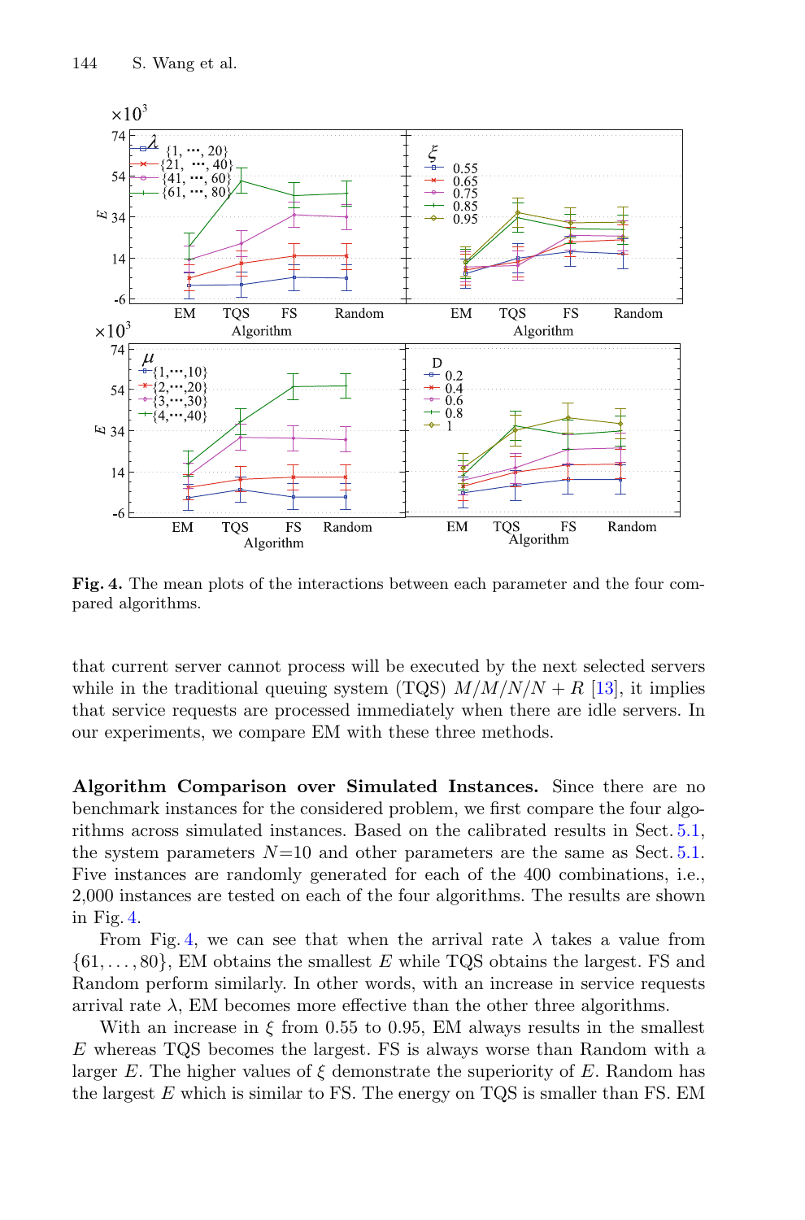**Fig. 4.** The mean plots of the interactions between each parameter and the four compared algorithms.

that current server cannot process will be executed by the next selected servers while in the traditional queuing system (TQS) $M/M/N/N + R$ [13], it implies that service requests are processed immediately when there are idle servers. In our experiments, we compare EM with these three methods.

**Algorithm Comparison over Simulated Instances.** Since there are no benchmark instances for the considered problem, we first compare the four algorithms across simulated instances. Based on the calibrated results in Sect. 5.1, the system parameters $N$=10 and other parameters are the same as Sect. 5.1. Five instances are randomly generated for each of the 400 combinations, i.e., 2,000 instances are tested on each of the four algorithms. The results are shown in Fig. 4.

From Fig. 4, we can see that when the arrival rate $\lambda$ takes a value from $\{61, \ldots, 80\}$, EM obtains the smallest $E$ while TQS obtains the largest. FS and Random perform similarly. In other words, with an increase in service requests arrival rate $\lambda$, EM becomes more effective than the other three algorithms.

With an increase in $\xi$ from 0.55 to 0.95, EM always results in the smallest $E$ whereas TQS becomes the largest. FS is always worse than Random with a larger $E$. The higher values of $\xi$ demonstrate the superiority of $E$. Random has the largest $E$ which is similar to FS. The energy on TQS is smaller than FS. EM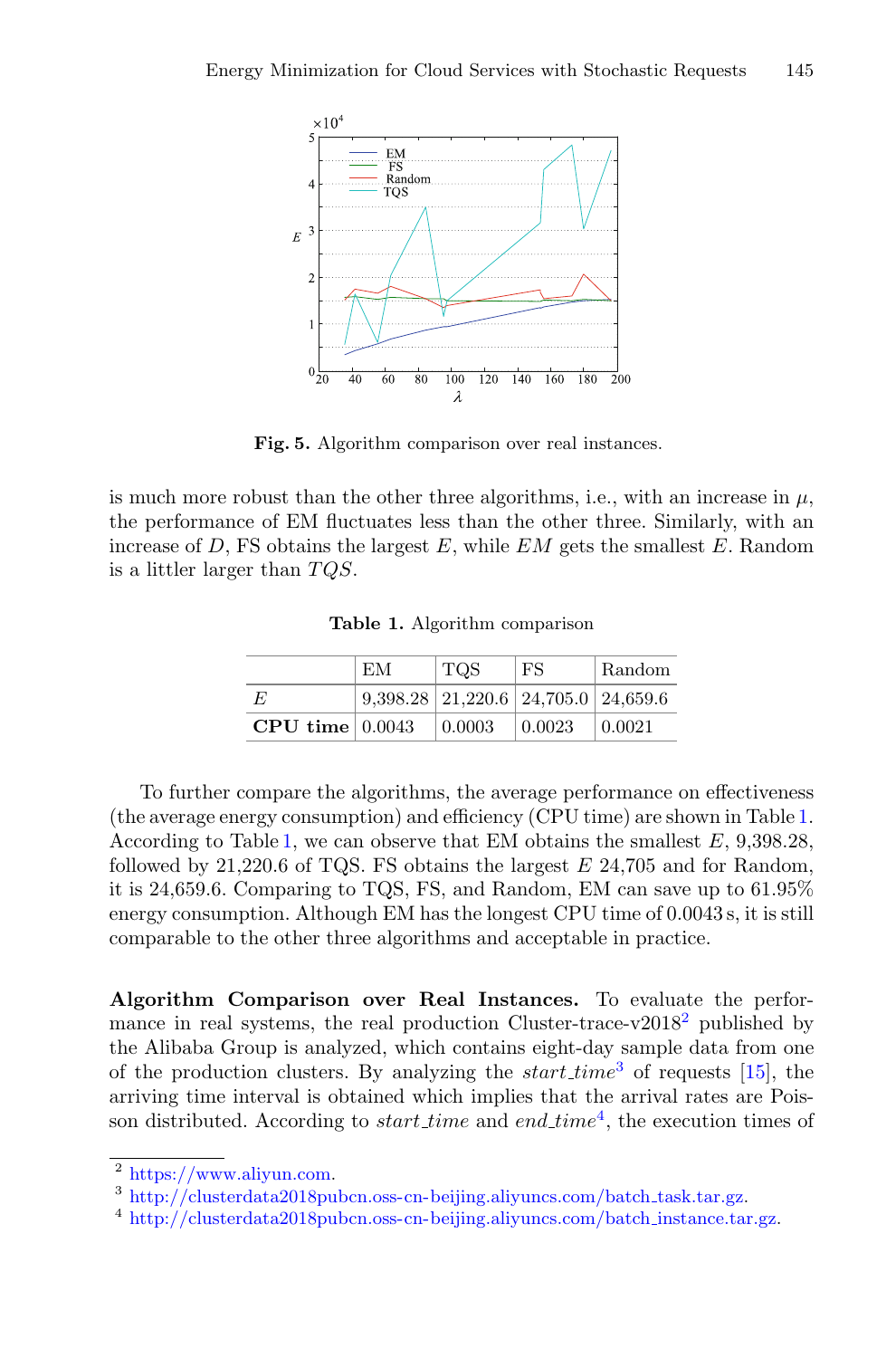**Fig. 5.** Algorithm comparison over real instances.

is much more robust than the other three algorithms, i.e., with an increase in $\mu$, the performance of EM fluctuates less than the other three. Similarly, with an increase of $D$, FS obtains the largest $E$, while $EM$ gets the smallest $E$. Random is a littler larger than $TQS$.

**Table 1.** Algorithm comparison

| | EM | TQS | FS | Random |
|---|---|---|---|---|
| $E$ | 9,398.28 | 21,220.6 | 24,705.0 | 24,659.6 |
| **CPU time** | 0.0043 | 0.0003 | 0.0023 | 0.0021 |

To further compare the algorithms, the average performance on effectiveness (the average energy consumption) and efficiency (CPU time) are shown in Table 1. According to Table 1, we can observe that EM obtains the smallest $E$, 9,398.28, followed by 21,220.6 of TQS. FS obtains the largest $E$ 24,705 and for Random, it is 24,659.6. Comparing to TQS, FS, and Random, EM can save up to 61.95% energy consumption. Although EM has the longest CPU time of 0.0043 s, it is still comparable to the other three algorithms and acceptable in practice.

**Algorithm Comparison over Real Instances.** To evaluate the performance in real systems, the real production Cluster-trace-v2018[2] published by the Alibaba Group is analyzed, which contains eight-day sample data from one of the production clusters. By analyzing the *start_time*[3] of requests [15], the arriving time interval is obtained which implies that the arrival rates are Poisson distributed. According to *start_time* and *end_time*[4], the execution times of

[2] https://www.aliyun.com.

[3] http://clusterdata2018pubcn.oss-cn-beijing.aliyuncs.com/batch_task.tar.gz.

[4] http://clusterdata2018pubcn.oss-cn-beijing.aliyuncs.com/batch_instance.tar.gz.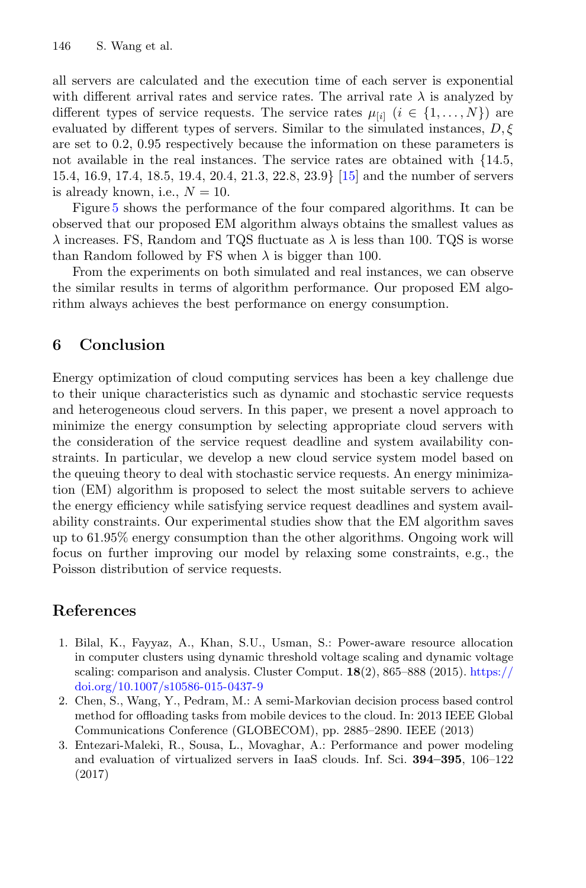all servers are calculated and the execution time of each server is exponential with different arrival rates and service rates. The arrival rate $\lambda$ is analyzed by different types of service requests. The service rates $\mu_{[i]}$ ($i \in \{1, \ldots, N\}$) are evaluated by different types of servers. Similar to the simulated instances, $D, \xi$ are set to 0.2, 0.95 respectively because the information on these parameters is not available in the real instances. The service rates are obtained with {14.5, 15.4, 16.9, 17.4, 18.5, 19.4, 20.4, 21.3, 22.8, 23.9} [15] and the number of servers is already known, i.e., $N = 10$.

Figure 5 shows the performance of the four compared algorithms. It can be observed that our proposed EM algorithm always obtains the smallest values as $\lambda$ increases. FS, Random and TQS fluctuate as $\lambda$ is less than 100. TQS is worse than Random followed by FS when $\lambda$ is bigger than 100.

From the experiments on both simulated and real instances, we can observe the similar results in terms of algorithm performance. Our proposed EM algorithm always achieves the best performance on energy consumption.

## 6 Conclusion

Energy optimization of cloud computing services has been a key challenge due to their unique characteristics such as dynamic and stochastic service requests and heterogeneous cloud servers. In this paper, we present a novel approach to minimize the energy consumption by selecting appropriate cloud servers with the consideration of the service request deadline and system availability constraints. In particular, we develop a new cloud service system model based on the queuing theory to deal with stochastic service requests. An energy minimization (EM) algorithm is proposed to select the most suitable servers to achieve the energy efficiency while satisfying service request deadlines and system availability constraints. Our experimental studies show that the EM algorithm saves up to 61.95% energy consumption than the other algorithms. Ongoing work will focus on further improving our model by relaxing some constraints, e.g., the Poisson distribution of service requests.

## References

1. Bilal, K., Fayyaz, A., Khan, S.U., Usman, S.: Power-aware resource allocation in computer clusters using dynamic threshold voltage scaling and dynamic voltage scaling: comparison and analysis. Cluster Comput. **18**(2), 865–888 (2015). https://doi.org/10.1007/s10586-015-0437-9
2. Chen, S., Wang, Y., Pedram, M.: A semi-Markovian decision process based control method for offloading tasks from mobile devices to the cloud. In: 2013 IEEE Global Communications Conference (GLOBECOM), pp. 2885–2890. IEEE (2013)
3. Entezari-Maleki, R., Sousa, L., Movaghar, A.: Performance and power modeling and evaluation of virtualized servers in IaaS clouds. Inf. Sci. **394–395**, 106–122 (2017)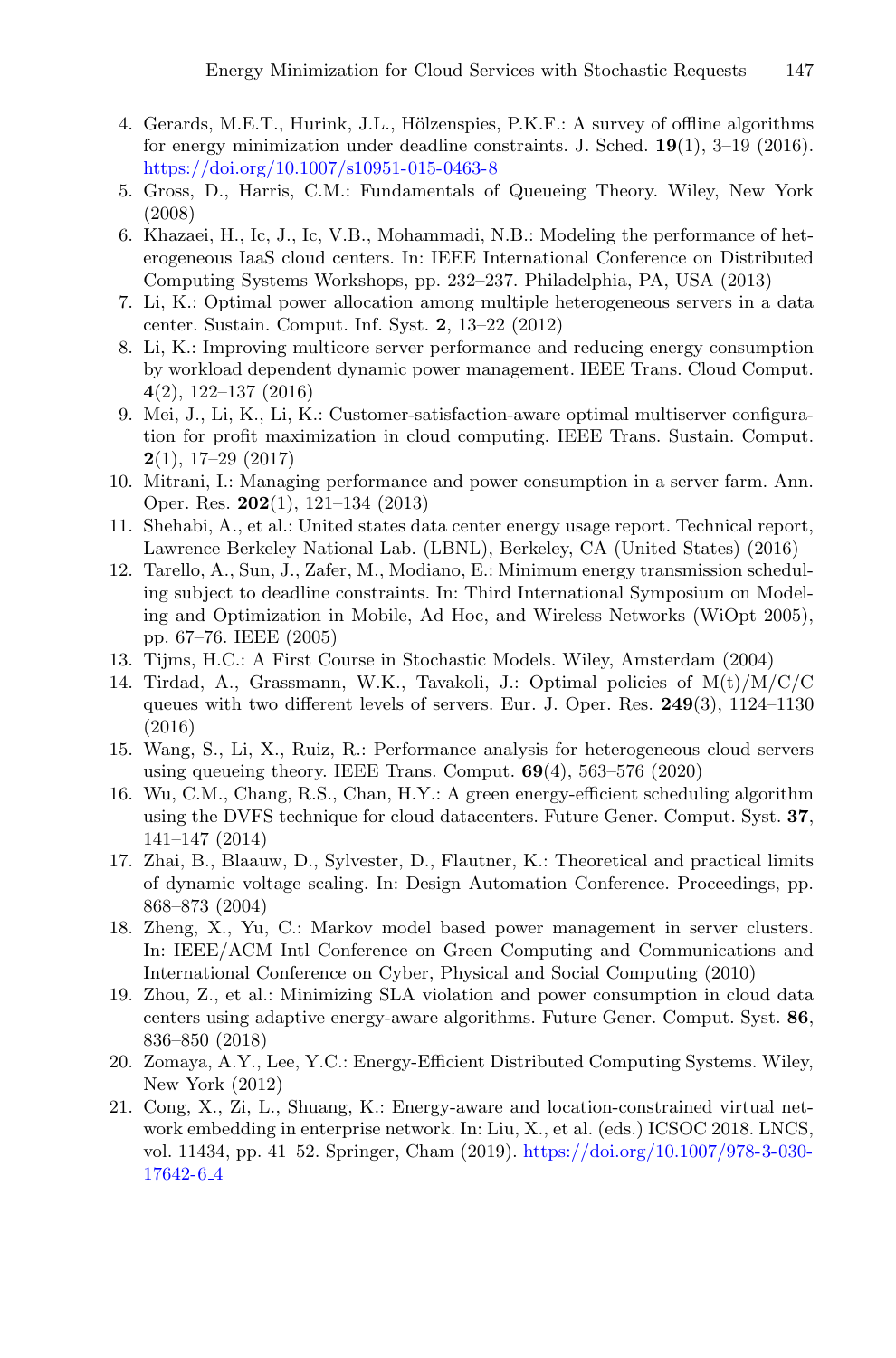4. Gerards, M.E.T., Hurink, J.L., Hölzenspies, P.K.F.: A survey of offline algorithms for energy minimization under deadline constraints. J. Sched. **19**(1), 3–19 (2016). https://doi.org/10.1007/s10951-015-0463-8
5. Gross, D., Harris, C.M.: Fundamentals of Queueing Theory. Wiley, New York (2008)
6. Khazaei, H., Ic, J., Ic, V.B., Mohammadi, N.B.: Modeling the performance of heterogeneous IaaS cloud centers. In: IEEE International Conference on Distributed Computing Systems Workshops, pp. 232–237. Philadelphia, PA, USA (2013)
7. Li, K.: Optimal power allocation among multiple heterogeneous servers in a data center. Sustain. Comput. Inf. Syst. **2**, 13–22 (2012)
8. Li, K.: Improving multicore server performance and reducing energy consumption by workload dependent dynamic power management. IEEE Trans. Cloud Comput. **4**(2), 122–137 (2016)
9. Mei, J., Li, K., Li, K.: Customer-satisfaction-aware optimal multiserver configuration for profit maximization in cloud computing. IEEE Trans. Sustain. Comput. **2**(1), 17–29 (2017)
10. Mitrani, I.: Managing performance and power consumption in a server farm. Ann. Oper. Res. **202**(1), 121–134 (2013)
11. Shehabi, A., et al.: United states data center energy usage report. Technical report, Lawrence Berkeley National Lab. (LBNL), Berkeley, CA (United States) (2016)
12. Tarello, A., Sun, J., Zafer, M., Modiano, E.: Minimum energy transmission scheduling subject to deadline constraints. In: Third International Symposium on Modeling and Optimization in Mobile, Ad Hoc, and Wireless Networks (WiOpt 2005), pp. 67–76. IEEE (2005)
13. Tijms, H.C.: A First Course in Stochastic Models. Wiley, Amsterdam (2004)
14. Tirdad, A., Grassmann, W.K., Tavakoli, J.: Optimal policies of M(t)/M/C/C queues with two different levels of servers. Eur. J. Oper. Res. **249**(3), 1124–1130 (2016)
15. Wang, S., Li, X., Ruiz, R.: Performance analysis for heterogeneous cloud servers using queueing theory. IEEE Trans. Comput. **69**(4), 563–576 (2020)
16. Wu, C.M., Chang, R.S., Chan, H.Y.: A green energy-efficient scheduling algorithm using the DVFS technique for cloud datacenters. Future Gener. Comput. Syst. **37**, 141–147 (2014)
17. Zhai, B., Blaauw, D., Sylvester, D., Flautner, K.: Theoretical and practical limits of dynamic voltage scaling. In: Design Automation Conference. Proceedings, pp. 868–873 (2004)
18. Zheng, X., Yu, C.: Markov model based power management in server clusters. In: IEEE/ACM Intl Conference on Green Computing and Communications and International Conference on Cyber, Physical and Social Computing (2010)
19. Zhou, Z., et al.: Minimizing SLA violation and power consumption in cloud data centers using adaptive energy-aware algorithms. Future Gener. Comput. Syst. **86**, 836–850 (2018)
20. Zomaya, A.Y., Lee, Y.C.: Energy-Efficient Distributed Computing Systems. Wiley, New York (2012)
21. Cong, X., Zi, L., Shuang, K.: Energy-aware and location-constrained virtual network embedding in enterprise network. In: Liu, X., et al. (eds.) ICSOC 2018. LNCS, vol. 11434, pp. 41–52. Springer, Cham (2019). https://doi.org/10.1007/978-3-030-17642-6_4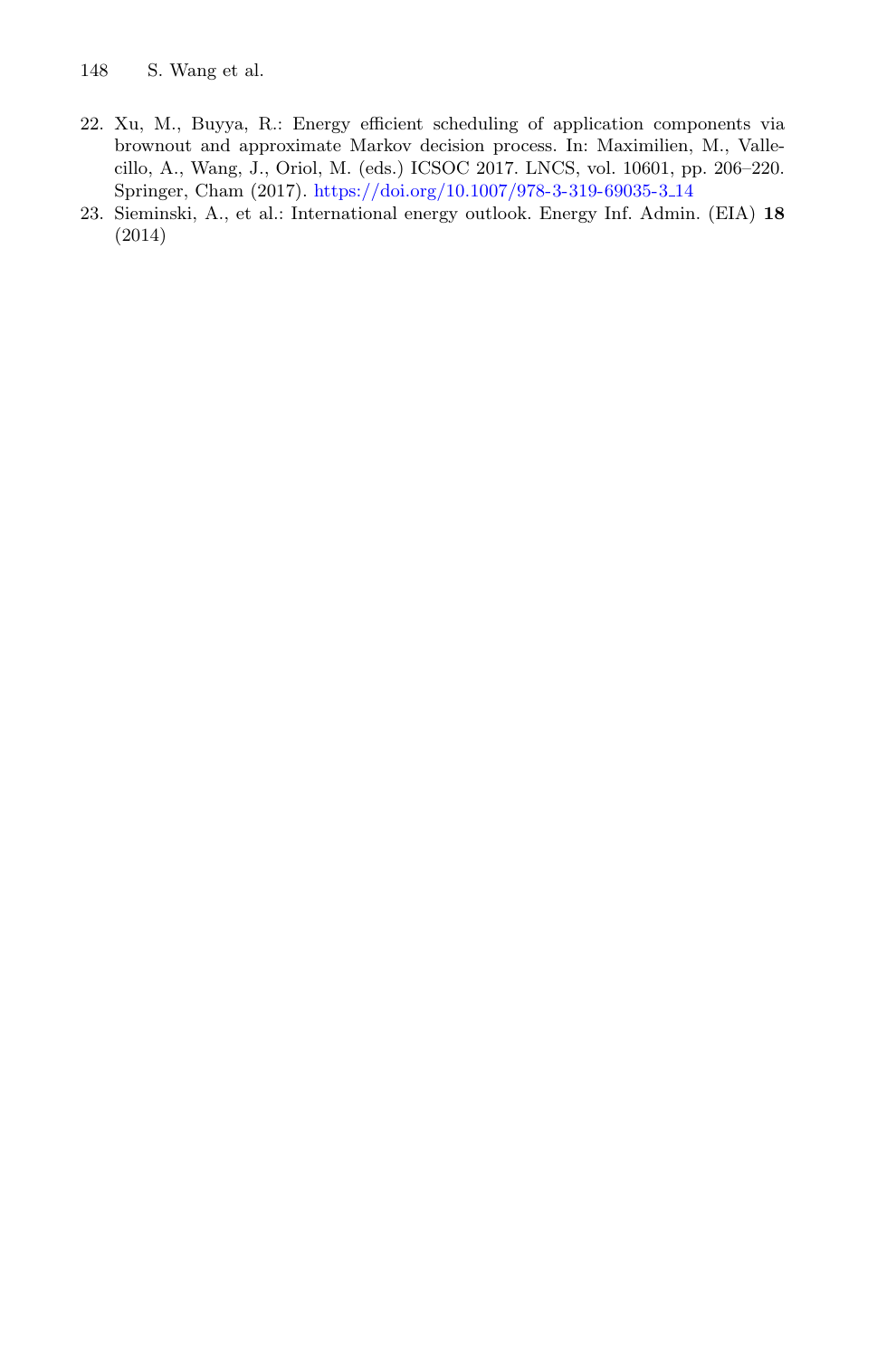22. Xu, M., Buyya, R.: Energy efficient scheduling of application components via brownout and approximate Markov decision process. In: Maximilien, M., Vallecillo, A., Wang, J., Oriol, M. (eds.) ICSOC 2017. LNCS, vol. 10601, pp. 206–220. Springer, Cham (2017). https://doi.org/10.1007/978-3-319-69035-3_14
23. Sieminski, A., et al.: International energy outlook. Energy Inf. Admin. (EIA) **18** (2014)